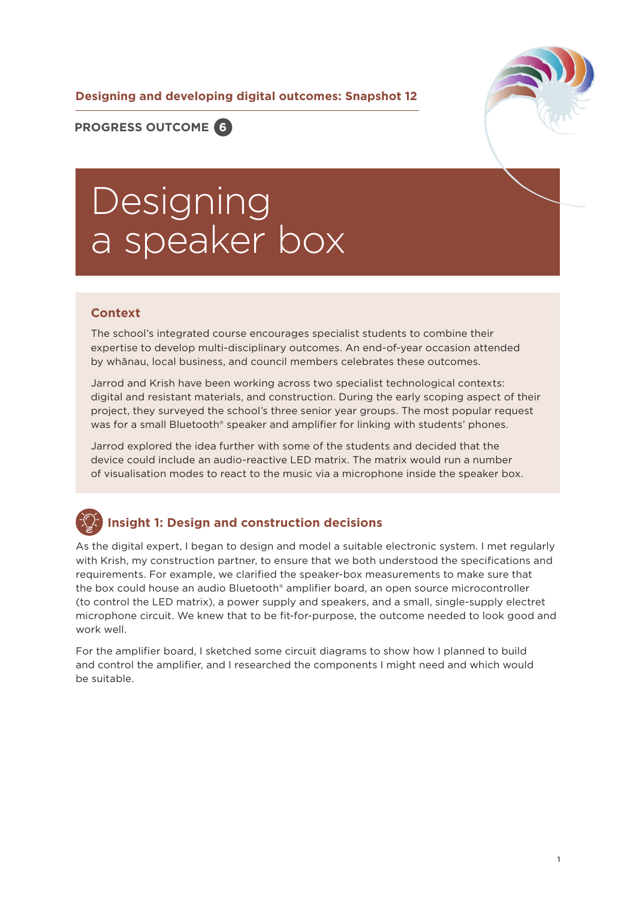**Designing and developing digital outcomes: Snapshot 12**

**PROGRESS OUTCOME 6**

# Designing a speaker box

## Context

The school's integrated course encourages specialist students to combine their expertise to develop multi-disciplinary outcomes. An end-of-year occasion attended by whānau, local business, and council members celebrates these outcomes.

Jarrod and Krish have been working across two specialist technological contexts: digital and resistant materials, and construction. During the early scoping aspect of their project, they surveyed the school's three senior year groups. The most popular request was for a small Bluetooth® speaker and amplifier for linking with students' phones.

Jarrod explored the idea further with some of the students and decided that the device could include an audio-reactive LED matrix. The matrix would run a number of visualisation modes to react to the music via a microphone inside the speaker box.

## Insight 1: Design and construction decisions

As the digital expert, I began to design and model a suitable electronic system. I met regularly with Krish, my construction partner, to ensure that we both understood the specifications and requirements. For example, we clarified the speaker-box measurements to make sure that the box could house an audio Bluetooth® amplifier board, an open source microcontroller (to control the LED matrix), a power supply and speakers, and a small, single-supply electret microphone circuit. We knew that to be fit-for-purpose, the outcome needed to look good and work well.

For the amplifier board, I sketched some circuit diagrams to show how I planned to build and control the amplifier, and I researched the components I might need and which would be suitable.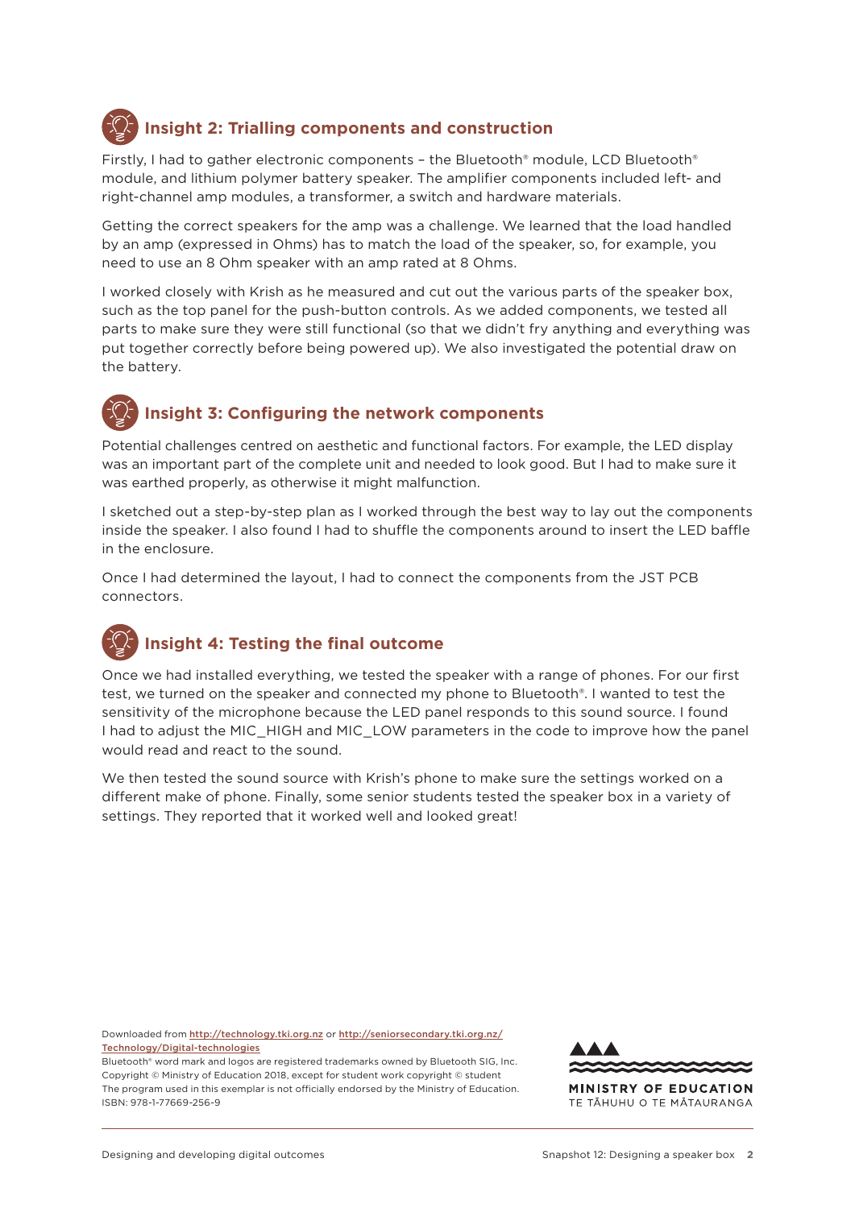## Insight 2: Trialling components and construction

Firstly, I had to gather electronic components – the Bluetooth® module, LCD Bluetooth® module, and lithium polymer battery speaker. The amplifier components included left- and right-channel amp modules, a transformer, a switch and hardware materials.

Getting the correct speakers for the amp was a challenge. We learned that the load handled by an amp (expressed in Ohms) has to match the load of the speaker, so, for example, you need to use an 8 Ohm speaker with an amp rated at 8 Ohms.

I worked closely with Krish as he measured and cut out the various parts of the speaker box, such as the top panel for the push-button controls. As we added components, we tested all parts to make sure they were still functional (so that we didn't fry anything and everything was put together correctly before being powered up). We also investigated the potential draw on the battery.

## Insight 3: Configuring the network components

Potential challenges centred on aesthetic and functional factors. For example, the LED display was an important part of the complete unit and needed to look good. But I had to make sure it was earthed properly, as otherwise it might malfunction.

I sketched out a step-by-step plan as I worked through the best way to lay out the components inside the speaker. I also found I had to shuffle the components around to insert the LED baffle in the enclosure.

Once I had determined the layout, I had to connect the components from the JST PCB connectors.

## Insight 4: Testing the final outcome

Once we had installed everything, we tested the speaker with a range of phones. For our first test, we turned on the speaker and connected my phone to Bluetooth®. I wanted to test the sensitivity of the microphone because the LED panel responds to this sound source. I found I had to adjust the MIC_HIGH and MIC_LOW parameters in the code to improve how the panel would read and react to the sound.

We then tested the sound source with Krish's phone to make sure the settings worked on a different make of phone. Finally, some senior students tested the speaker box in a variety of settings. They reported that it worked well and looked great!

Downloaded from http://technology.tki.org.nz or http://seniorsecondary.tki.org.nz/Technology/Digital-technologies
Bluetooth® word mark and logos are registered trademarks owned by Bluetooth SIG, Inc.
Copyright © Ministry of Education 2018, except for student work copyright © student
The program used in this exemplar is not officially endorsed by the Ministry of Education.
ISBN: 978-1-77669-256-9

MINISTRY OF EDUCATION
TE TĀHUHU O TE MĀTAURANGA